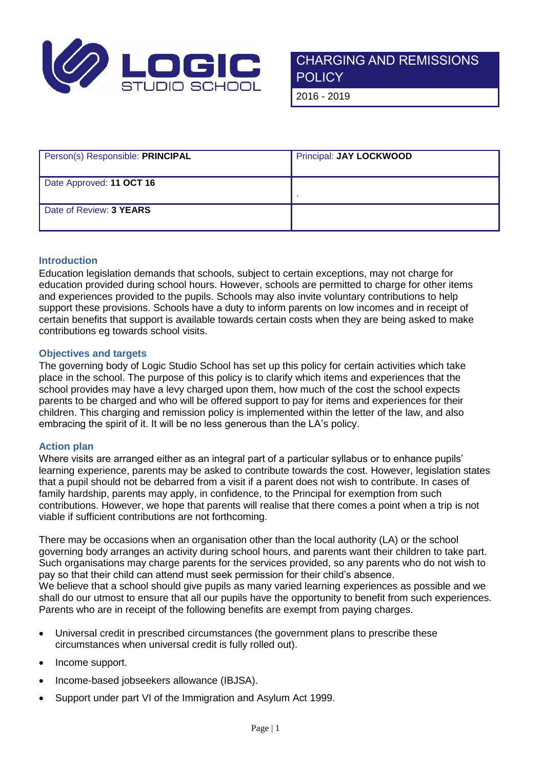# CHARGING AND REMISSIONS POLICY

2016 - 2019

| Person(s) Responsible: **PRINCIPAL** | Principal: **JAY LOCKWOOD** |
| --- | --- |
| Date Approved: **11 OCT 16** | . |
| Date of Review: **3 YEARS** | |

## Introduction

Education legislation demands that schools, subject to certain exceptions, may not charge for education provided during school hours. However, schools are permitted to charge for other items and experiences provided to the pupils. Schools may also invite voluntary contributions to help support these provisions. Schools have a duty to inform parents on low incomes and in receipt of certain benefits that support is available towards certain costs when they are being asked to make contributions eg towards school visits.

## Objectives and targets

The governing body of Logic Studio School has set up this policy for certain activities which take place in the school. The purpose of this policy is to clarify which items and experiences that the school provides may have a levy charged upon them, how much of the cost the school expects parents to be charged and who will be offered support to pay for items and experiences for their children. This charging and remission policy is implemented within the letter of the law, and also embracing the spirit of it. It will be no less generous than the LA's policy.

## Action plan

Where visits are arranged either as an integral part of a particular syllabus or to enhance pupils' learning experience, parents may be asked to contribute towards the cost. However, legislation states that a pupil should not be debarred from a visit if a parent does not wish to contribute. In cases of family hardship, parents may apply, in confidence, to the Principal for exemption from such contributions. However, we hope that parents will realise that there comes a point when a trip is not viable if sufficient contributions are not forthcoming.

There may be occasions when an organisation other than the local authority (LA) or the school governing body arranges an activity during school hours, and parents want their children to take part. Such organisations may charge parents for the services provided, so any parents who do not wish to pay so that their child can attend must seek permission for their child's absence.

We believe that a school should give pupils as many varied learning experiences as possible and we shall do our utmost to ensure that all our pupils have the opportunity to benefit from such experiences. Parents who are in receipt of the following benefits are exempt from paying charges.

- Universal credit in prescribed circumstances (the government plans to prescribe these circumstances when universal credit is fully rolled out).
- Income support.
- Income-based jobseekers allowance (IBJSA).
- Support under part VI of the Immigration and Asylum Act 1999.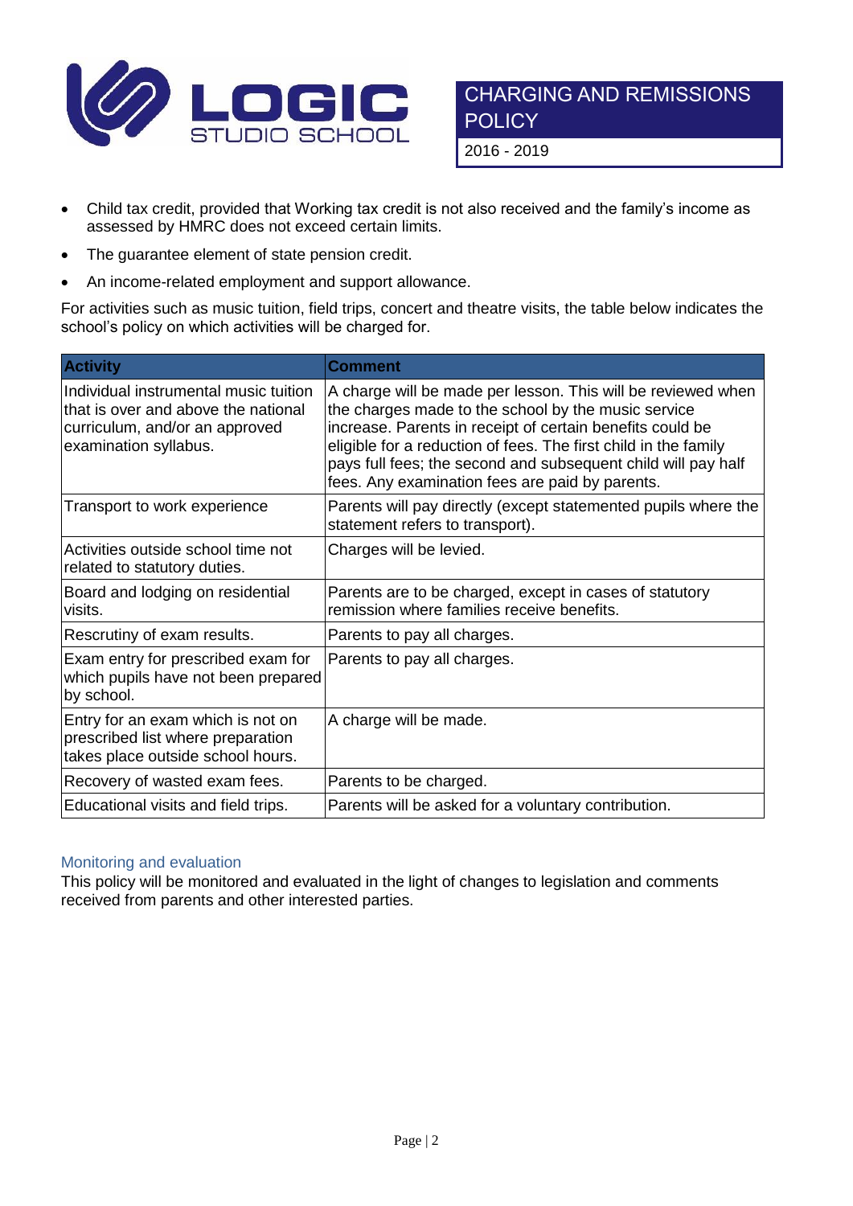- Child tax credit, provided that Working tax credit is not also received and the family's income as assessed by HMRC does not exceed certain limits.
- The guarantee element of state pension credit.
- An income-related employment and support allowance.

For activities such as music tuition, field trips, concert and theatre visits, the table below indicates the school's policy on which activities will be charged for.

| **Activity** | **Comment** |
|---|---|
| Individual instrumental music tuition that is over and above the national curriculum, and/or an approved examination syllabus. | A charge will be made per lesson. This will be reviewed when the charges made to the school by the music service increase. Parents in receipt of certain benefits could be eligible for a reduction of fees. The first child in the family pays full fees; the second and subsequent child will pay half fees. Any examination fees are paid by parents. |
| Transport to work experience | Parents will pay directly (except statemented pupils where the statement refers to transport). |
| Activities outside school time not related to statutory duties. | Charges will be levied. |
| Board and lodging on residential visits. | Parents are to be charged, except in cases of statutory remission where families receive benefits. |
| Rescrutiny of exam results. | Parents to pay all charges. |
| Exam entry for prescribed exam for which pupils have not been prepared by school. | Parents to pay all charges. |
| Entry for an exam which is not on prescribed list where preparation takes place outside school hours. | A charge will be made. |
| Recovery of wasted exam fees. | Parents to be charged. |
| Educational visits and field trips. | Parents will be asked for a voluntary contribution. |

## Monitoring and evaluation

This policy will be monitored and evaluated in the light of changes to legislation and comments received from parents and other interested parties.